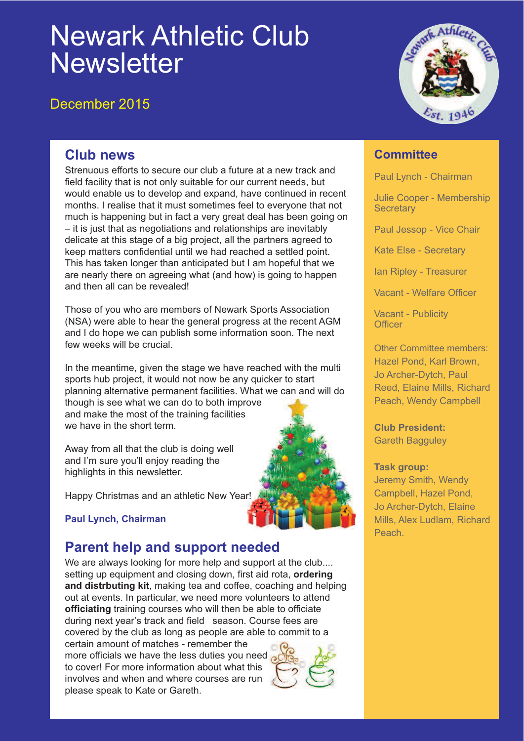# Newark Athletic Club Newsletter

December 2015

## Club news

Strenuous efforts to secure our club a future at a new track and field facility that is not only suitable for our current needs, but would enable us to develop and expand, have continued in recent months. I realise that it must sometimes feel to everyone that not much is happening but in fact a very great deal has been going on – it is just that as negotiations and relationships are inevitably delicate at this stage of a big project, all the partners agreed to keep matters confidential until we had reached a settled point. This has taken longer than anticipated but I am hopeful that we are nearly there on agreeing what (and how) is going to happen and then all can be revealed!

Those of you who are members of Newark Sports Association (NSA) were able to hear the general progress at the recent AGM and I do hope we can publish some information soon. The next few weeks will be crucial.

In the meantime, given the stage we have reached with the multi sports hub project, it would not now be any quicker to start planning alternative permanent facilities. What we can and will do though is see what we can do to both improve and make the most of the training facilities we have in the short term.

Away from all that the club is doing well and I'm sure you'll enjoy reading the highlights in this newsletter.

Happy Christmas and an athletic New Year!

**Paul Lynch, Chairman**

## Parent help and support needed

We are always looking for more help and support at the club.... setting up equipment and closing down, first aid rota, **ordering and distrbuting kit**, making tea and coffee, coaching and helping out at events. In particular, we need more volunteers to attend **officiating** training courses who will then be able to officiate during next year's track and field season. Course fees are covered by the club as long as people are able to commit to a certain amount of matches - remember the more officials we have the less duties you need to cover! For more information about what this involves and when and where courses are run please speak to Kate or Gareth.

## Committee

Paul Lynch - Chairman

Julie Cooper - Membership Secretary

Paul Jessop - Vice Chair

Kate Else - Secretary

Ian Ripley - Treasurer

Vacant - Welfare Officer

Vacant - Publicity Officer

Other Committee members: Hazel Pond, Karl Brown, Jo Archer-Dytch, Paul Reed, Elaine Mills, Richard Peach, Wendy Campbell

**Club President:**
Gareth Bagguley

**Task group:**
Jeremy Smith, Wendy Campbell, Hazel Pond, Jo Archer-Dytch, Elaine Mills, Alex Ludlam, Richard Peach.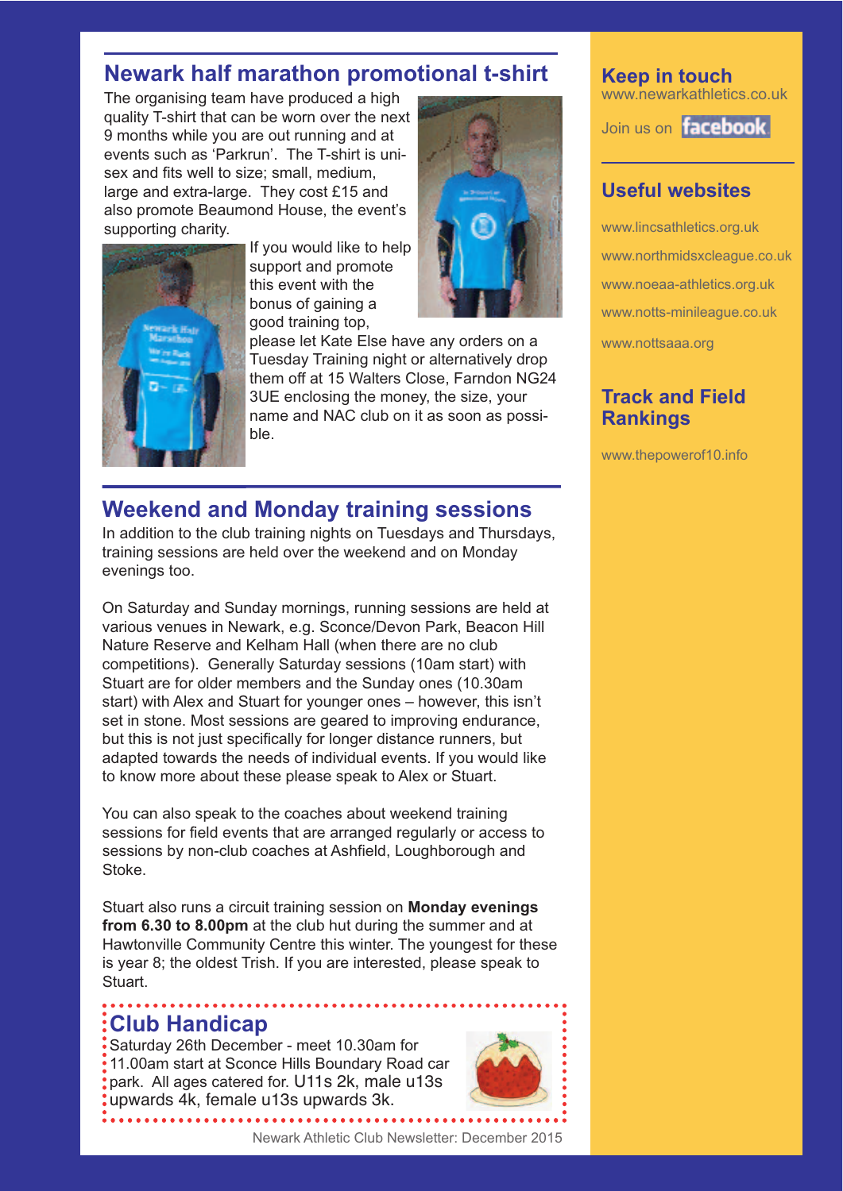## Newark half marathon promotional t-shirt

The organising team have produced a high quality T-shirt that can be worn over the next 9 months while you are out running and at events such as 'Parkrun'. The T-shirt is unisex and fits well to size; small, medium, large and extra-large. They cost £15 and also promote Beaumond House, the event's supporting charity.

If you would like to help support and promote this event with the bonus of gaining a good training top, please let Kate Else have any orders on a Tuesday Training night or alternatively drop them off at 15 Walters Close, Farndon NG24 3UE enclosing the money, the size, your name and NAC club on it as soon as possible.

## Weekend and Monday training sessions

In addition to the club training nights on Tuesdays and Thursdays, training sessions are held over the weekend and on Monday evenings too.

On Saturday and Sunday mornings, running sessions are held at various venues in Newark, e.g. Sconce/Devon Park, Beacon Hill Nature Reserve and Kelham Hall (when there are no club competitions). Generally Saturday sessions (10am start) with Stuart are for older members and the Sunday ones (10.30am start) with Alex and Stuart for younger ones – however, this isn't set in stone. Most sessions are geared to improving endurance, but this is not just specifically for longer distance runners, but adapted towards the needs of individual events. If you would like to know more about these please speak to Alex or Stuart.

You can also speak to the coaches about weekend training sessions for field events that are arranged regularly or access to sessions by non-club coaches at Ashfield, Loughborough and Stoke.

Stuart also runs a circuit training session on **Monday evenings from 6.30 to 8.00pm** at the club hut during the summer and at Hawtonville Community Centre this winter. The youngest for these is year 8; the oldest Trish. If you are interested, please speak to Stuart.

## Club Handicap

Saturday 26th December - meet 10.30am for 11.00am start at Sconce Hills Boundary Road car park. All ages catered for. U11s 2k, male u13s upwards 4k, female u13s upwards 3k.

## Keep in touch

www.newarkathletics.co.uk

Join us on facebook

## Useful websites

www.lincsathletics.org.uk

www.northmidsxcleague.co.uk

www.noeaa-athletics.org.uk

www.notts-minileague.co.uk

www.nottsaaa.org

## Track and Field Rankings

www.thepowerof10.info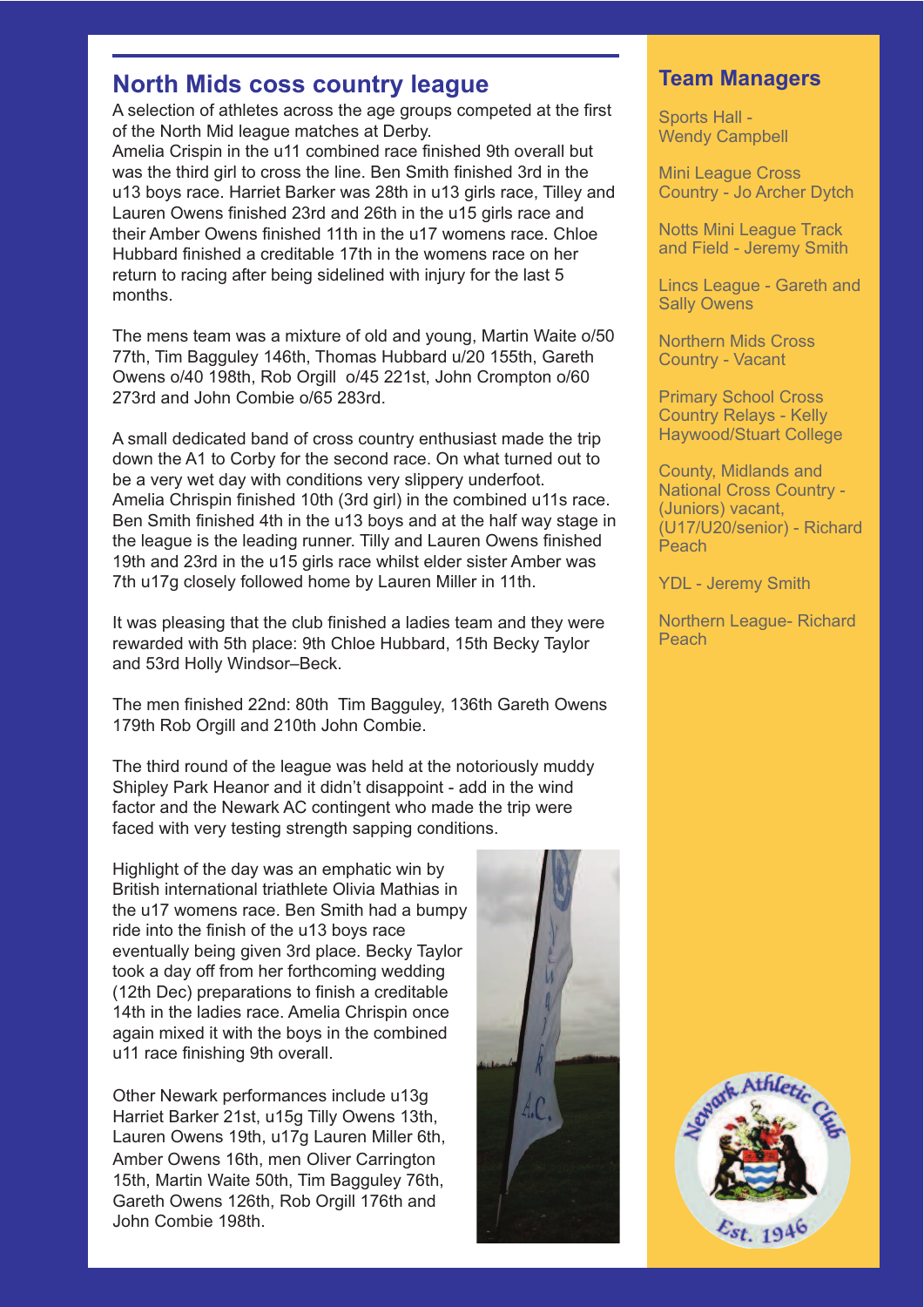## North Mids coss country league

A selection of athletes across the age groups competed at the first of the North Mid league matches at Derby.
Amelia Crispin in the u11 combined race finished 9th overall but was the third girl to cross the line. Ben Smith finished 3rd in the u13 boys race. Harriet Barker was 28th in u13 girls race, Tilley and Lauren Owens finished 23rd and 26th in the u15 girls race and their Amber Owens finished 11th in the u17 womens race. Chloe Hubbard finished a creditable 17th in the womens race on her return to racing after being sidelined with injury for the last 5 months.

The mens team was a mixture of old and young, Martin Waite o/50 77th, Tim Bagguley 146th, Thomas Hubbard u/20 155th, Gareth Owens o/40 198th, Rob Orgill o/45 221st, John Crompton o/60 273rd and John Combie o/65 283rd.

A small dedicated band of cross country enthusiast made the trip down the A1 to Corby for the second race. On what turned out to be a very wet day with conditions very slippery underfoot. Amelia Chrispin finished 10th (3rd girl) in the combined u11s race. Ben Smith finished 4th in the u13 boys and at the half way stage in the league is the leading runner. Tilly and Lauren Owens finished 19th and 23rd in the u15 girls race whilst elder sister Amber was 7th u17g closely followed home by Lauren Miller in 11th.

It was pleasing that the club finished a ladies team and they were rewarded with 5th place: 9th Chloe Hubbard, 15th Becky Taylor and 53rd Holly Windsor–Beck.

The men finished 22nd: 80th Tim Bagguley, 136th Gareth Owens 179th Rob Orgill and 210th John Combie.

The third round of the league was held at the notoriously muddy Shipley Park Heanor and it didn't disappoint - add in the wind factor and the Newark AC contingent who made the trip were faced with very testing strength sapping conditions.

Highlight of the day was an emphatic win by British international triathlete Olivia Mathias in the u17 womens race. Ben Smith had a bumpy ride into the finish of the u13 boys race eventually being given 3rd place. Becky Taylor took a day off from her forthcoming wedding (12th Dec) preparations to finish a creditable 14th in the ladies race. Amelia Chrispin once again mixed it with the boys in the combined u11 race finishing 9th overall.

Other Newark performances include u13g Harriet Barker 21st, u15g Tilly Owens 13th, Lauren Owens 19th, u17g Lauren Miller 6th, Amber Owens 16th, men Oliver Carrington 15th, Martin Waite 50th, Tim Bagguley 76th, Gareth Owens 126th, Rob Orgill 176th and John Combie 198th.

## Team Managers

Sports Hall - Wendy Campbell

Mini League Cross Country - Jo Archer Dytch

Notts Mini League Track and Field - Jeremy Smith

Lincs League - Gareth and Sally Owens

Northern Mids Cross Country - Vacant

Primary School Cross Country Relays - Kelly Haywood/Stuart College

County, Midlands and National Cross Country - (Juniors) vacant, (U17/U20/senior) - Richard Peach

YDL - Jeremy Smith

Northern League- Richard Peach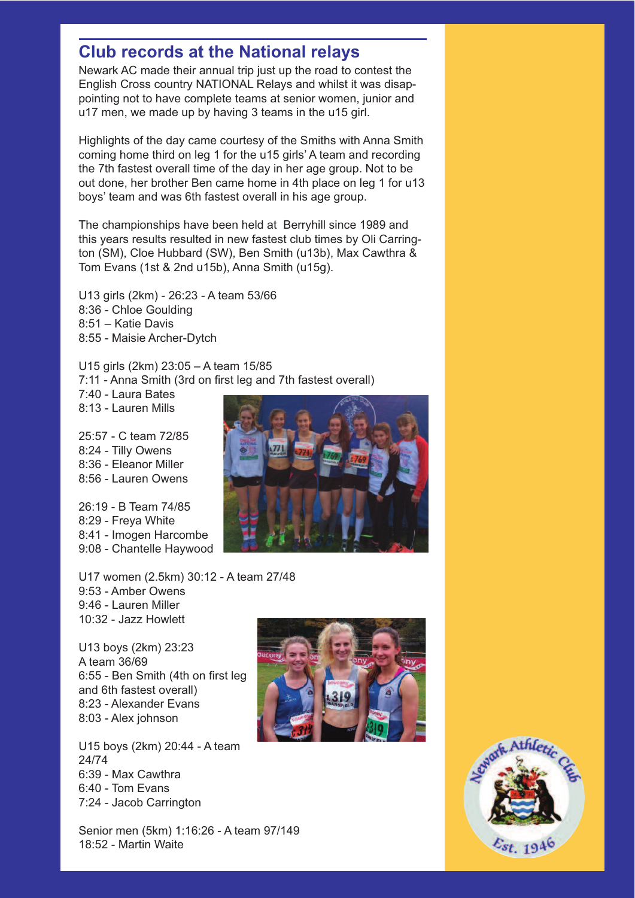## Club records at the National relays

Newark AC made their annual trip just up the road to contest the English Cross country NATIONAL Relays and whilst it was disappointing not to have complete teams at senior women, junior and u17 men, we made up by having 3 teams in the u15 girl.

Highlights of the day came courtesy of the Smiths with Anna Smith coming home third on leg 1 for the u15 girls' A team and recording the 7th fastest overall time of the day in her age group. Not to be out done, her brother Ben came home in 4th place on leg 1 for u13 boys' team and was 6th fastest overall in his age group.

The championships have been held at Berryhill since 1989 and this years results resulted in new fastest club times by Oli Carrington (SM), Cloe Hubbard (SW), Ben Smith (u13b), Max Cawthra & Tom Evans (1st & 2nd u15b), Anna Smith (u15g).

U13 girls (2km) - 26:23 - A team 53/66
8:36 - Chloe Goulding
8:51 – Katie Davis
8:55 - Maisie Archer-Dytch

U15 girls (2km) 23:05 – A team 15/85
7:11 - Anna Smith (3rd on first leg and 7th fastest overall)
7:40 - Laura Bates
8:13 - Lauren Mills

25:57 - C team 72/85
8:24 - Tilly Owens
8:36 - Eleanor Miller
8:56 - Lauren Owens

26:19 - B Team 74/85
8:29 - Freya White
8:41 - Imogen Harcombe
9:08 - Chantelle Haywood

U17 women (2.5km) 30:12 - A team 27/48
9:53 - Amber Owens
9:46 - Lauren Miller
10:32 - Jazz Howlett

U13 boys (2km) 23:23
A team 36/69
6:55 - Ben Smith (4th on first leg and 6th fastest overall)
8:23 - Alexander Evans
8:03 - Alex johnson

U15 boys (2km) 20:44 - A team 24/74
6:39 - Max Cawthra
6:40 - Tom Evans
7:24 - Jacob Carrington

Senior men (5km) 1:16:26 - A team 97/149
18:52 - Martin Waite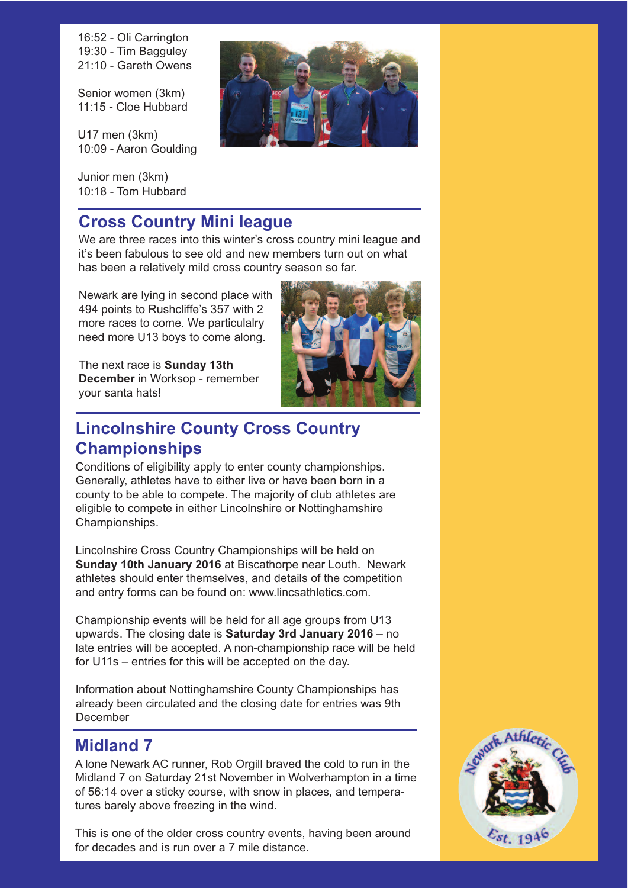16:52 - Oli Carrington
19:30 - Tim Bagguley
21:10 - Gareth Owens

Senior women (3km)
11:15 - Cloe Hubbard

U17 men (3km)
10:09 - Aaron Goulding

Junior men (3km)
10:18 - Tom Hubbard

## Cross Country Mini league

We are three races into this winter's cross country mini league and it's been fabulous to see old and new members turn out on what has been a relatively mild cross country season so far.

Newark are lying in second place with 494 points to Rushcliffe's 357 with 2 more races to come. We particulalry need more U13 boys to come along.

The next race is **Sunday 13th December** in Worksop - remember your santa hats!

## Lincolnshire County Cross Country Championships

Conditions of eligibility apply to enter county championships. Generally, athletes have to either live or have been born in a county to be able to compete. The majority of club athletes are eligible to compete in either Lincolnshire or Nottinghamshire Championships.

Lincolnshire Cross Country Championships will be held on **Sunday 10th January 2016** at Biscathorpe near Louth. Newark athletes should enter themselves, and details of the competition and entry forms can be found on: www.lincsathletics.com.

Championship events will be held for all age groups from U13 upwards. The closing date is **Saturday 3rd January 2016** – no late entries will be accepted. A non-championship race will be held for U11s – entries for this will be accepted on the day.

Information about Nottinghamshire County Championships has already been circulated and the closing date for entries was 9th December

## Midland 7

A lone Newark AC runner, Rob Orgill braved the cold to run in the Midland 7 on Saturday 21st November in Wolverhampton in a time of 56:14 over a sticky course, with snow in places, and temperatures barely above freezing in the wind.

This is one of the older cross country events, having been around for decades and is run over a 7 mile distance.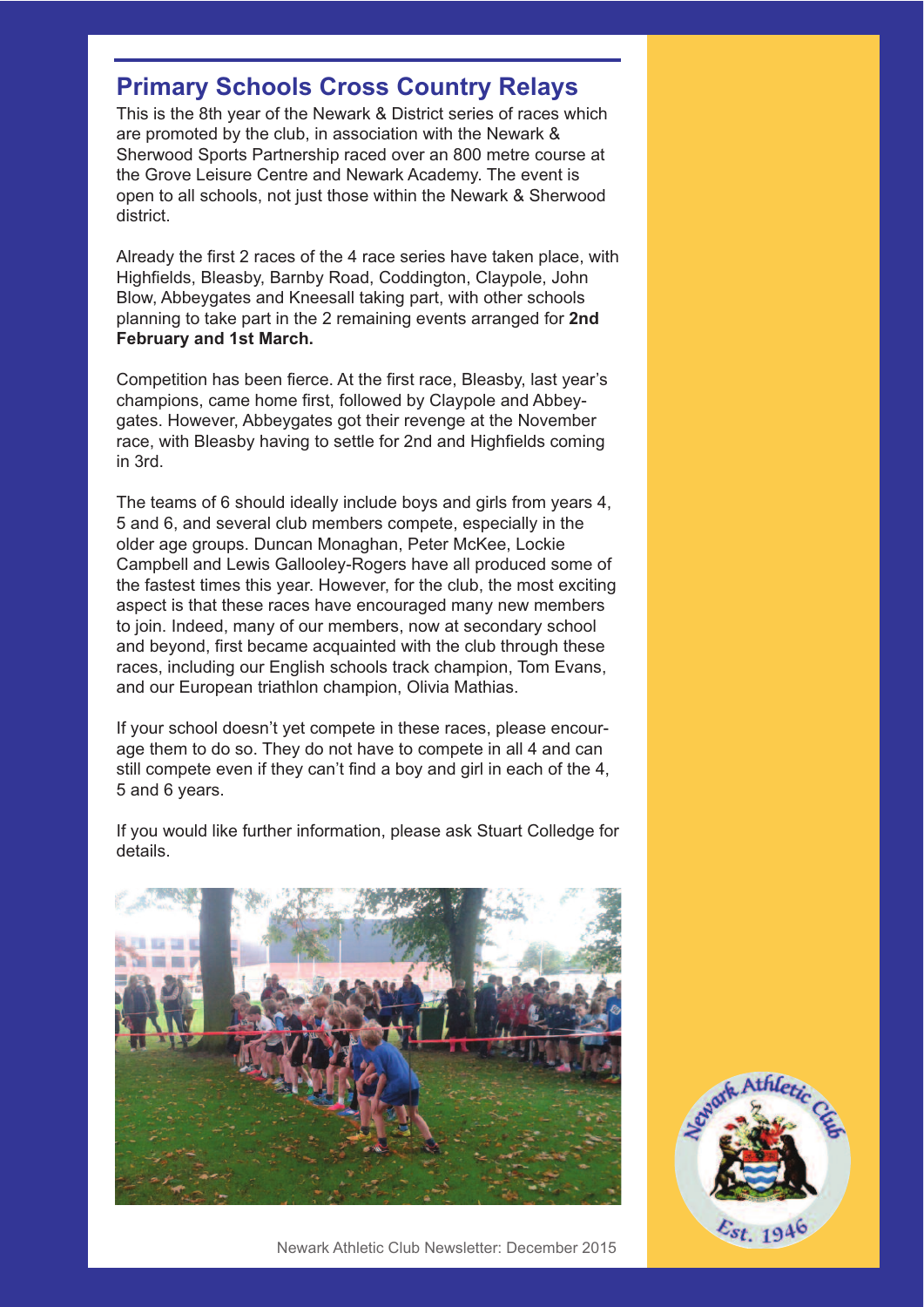## Primary Schools Cross Country Relays

This is the 8th year of the Newark & District series of races which are promoted by the club, in association with the Newark & Sherwood Sports Partnership raced over an 800 metre course at the Grove Leisure Centre and Newark Academy. The event is open to all schools, not just those within the Newark & Sherwood district.

Already the first 2 races of the 4 race series have taken place, with Highfields, Bleasby, Barnby Road, Coddington, Claypole, John Blow, Abbeygates and Kneesall taking part, with other schools planning to take part in the 2 remaining events arranged for **2nd February and 1st March.**

Competition has been fierce. At the first race, Bleasby, last year's champions, came home first, followed by Claypole and Abbeygates. However, Abbeygates got their revenge at the November race, with Bleasby having to settle for 2nd and Highfields coming in 3rd.

The teams of 6 should ideally include boys and girls from years 4, 5 and 6, and several club members compete, especially in the older age groups. Duncan Monaghan, Peter McKee, Lockie Campbell and Lewis Gallooley-Rogers have all produced some of the fastest times this year. However, for the club, the most exciting aspect is that these races have encouraged many new members to join. Indeed, many of our members, now at secondary school and beyond, first became acquainted with the club through these races, including our English schools track champion, Tom Evans, and our European triathlon champion, Olivia Mathias.

If your school doesn't yet compete in these races, please encourage them to do so. They do not have to compete in all 4 and can still compete even if they can't find a boy and girl in each of the 4, 5 and 6 years.

If you would like further information, please ask Stuart Colledge for details.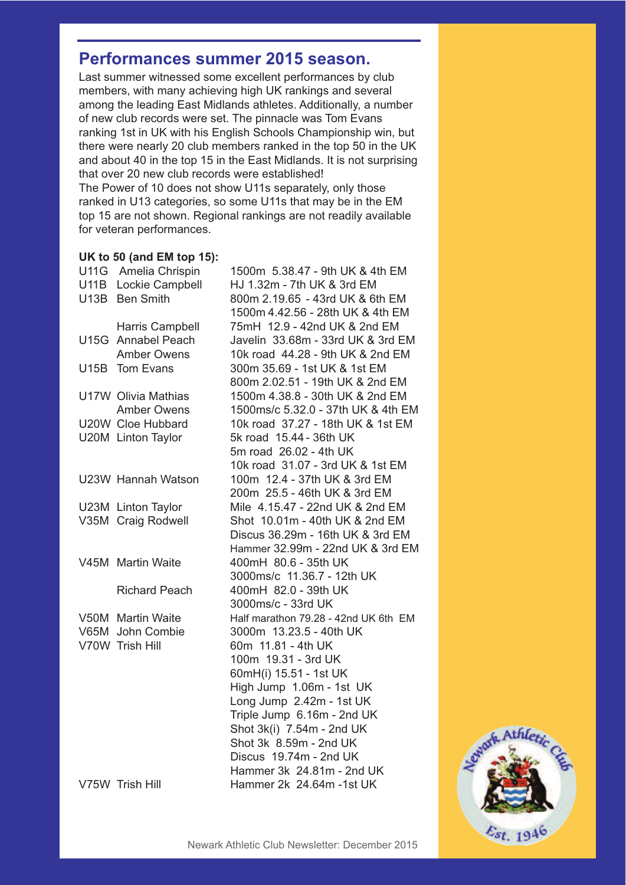## Performances summer 2015 season.

Last summer witnessed some excellent performances by club members, with many achieving high UK rankings and several among the leading East Midlands athletes. Additionally, a number of new club records were set. The pinnacle was Tom Evans ranking 1st in UK with his English Schools Championship win, but there were nearly 20 club members ranked in the top 50 in the UK and about 40 in the top 15 in the East Midlands. It is not surprising that over 20 new club records were established!

The Power of 10 does not show U11s separately, only those ranked in U13 categories, so some U11s that may be in the EM top 15 are not shown. Regional rankings are not readily available for veteran performances.

**UK to 50 (and EM top 15):**

| Category | Athlete | Performance |
|---|---|---|
| U11G | Amelia Chrispin | 1500m 5.38.47 - 9th UK & 4th EM |
| U11B | Lockie Campbell | HJ 1.32m - 7th UK & 3rd EM |
| U13B | Ben Smith | 800m 2.19.65 - 43rd UK & 6th EM |
| | | 1500m 4.42.56 - 28th UK & 4th EM |
| | Harris Campbell | 75mH 12.9 - 42nd UK & 2nd EM |
| U15G | Annabel Peach | Javelin 33.68m - 33rd UK & 3rd EM |
| | Amber Owens | 10k road 44.28 - 9th UK & 2nd EM |
| U15B | Tom Evans | 300m 35.69 - 1st UK & 1st EM |
| | | 800m 2.02.51 - 19th UK & 2nd EM |
| U17W | Olivia Mathias | 1500m 4.38.8 - 30th UK & 2nd EM |
| | Amber Owens | 1500ms/c 5.32.0 - 37th UK & 4th EM |
| U20W | Cloe Hubbard | 10k road 37.27 - 18th UK & 1st EM |
| U20M | Linton Taylor | 5k road 15.44 - 36th UK |
| | | 5m road 26.02 - 4th UK |
| | | 10k road 31.07 - 3rd UK & 1st EM |
| U23W | Hannah Watson | 100m 12.4 - 37th UK & 3rd EM |
| | | 200m 25.5 - 46th UK & 3rd EM |
| U23M | Linton Taylor | Mile 4.15.47 - 22nd UK & 2nd EM |
| V35M | Craig Rodwell | Shot 10.01m - 40th UK & 2nd EM |
| | | Discus 36.29m - 16th UK & 3rd EM |
| | | Hammer 32.99m - 22nd UK & 3rd EM |
| V45M | Martin Waite | 400mH 80.6 - 35th UK |
| | | 3000ms/c 11.36.7 - 12th UK |
| | Richard Peach | 400mH 82.0 - 39th UK |
| | | 3000ms/c - 33rd UK |
| V50M | Martin Waite | Half marathon 79.28 - 42nd UK 6th EM |
| V65M | John Combie | 3000m 13.23.5 - 40th UK |
| V70W | Trish Hill | 60m 11.81 - 4th UK |
| | | 100m 19.31 - 3rd UK |
| | | 60mH(i) 15.51 - 1st UK |
| | | High Jump 1.06m - 1st UK |
| | | Long Jump 2.42m - 1st UK |
| | | Triple Jump 6.16m - 2nd UK |
| | | Shot 3k(i) 7.54m - 2nd UK |
| | | Shot 3k 8.59m - 2nd UK |
| | | Discus 19.74m - 2nd UK |
| | | Hammer 3k 24.81m - 2nd UK |
| V75W | Trish Hill | Hammer 2k 24.64m -1st UK |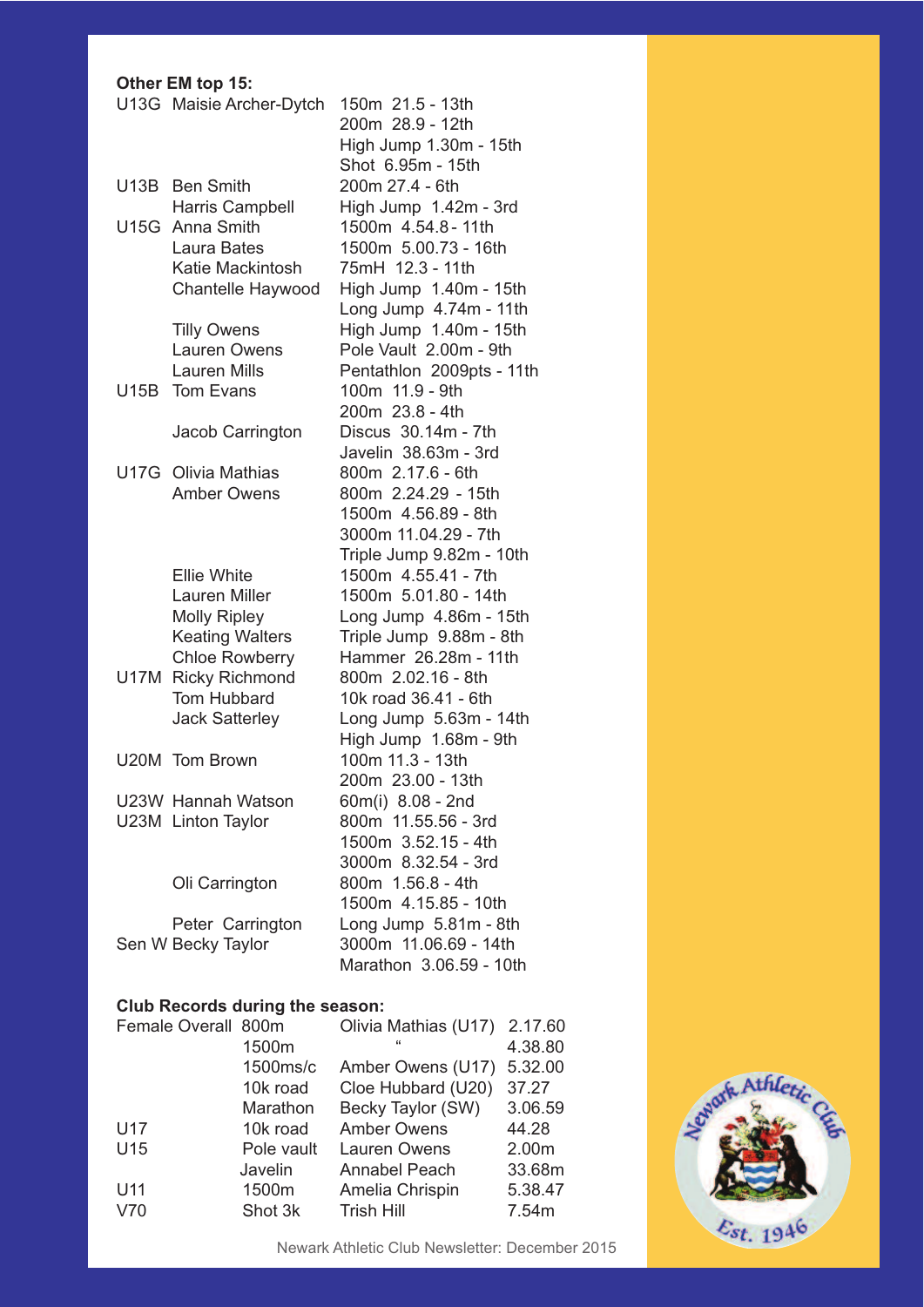**Other EM top 15:**

| | | |
|---|---|---|
| U13G | Maisie Archer-Dytch | 150m 21.5 - 13th |
| | | 200m 28.9 - 12th |
| | | High Jump 1.30m - 15th |
| | | Shot 6.95m - 15th |
| U13B | Ben Smith | 200m 27.4 - 6th |
| | Harris Campbell | High Jump 1.42m - 3rd |
| U15G | Anna Smith | 1500m 4.54.8 - 11th |
| | Laura Bates | 1500m 5.00.73 - 16th |
| | Katie Mackintosh | 75mH 12.3 - 11th |
| | Chantelle Haywood | High Jump 1.40m - 15th |
| | | Long Jump 4.74m - 11th |
| | Tilly Owens | High Jump 1.40m - 15th |
| | Lauren Owens | Pole Vault 2.00m - 9th |
| | Lauren Mills | Pentathlon 2009pts - 11th |
| U15B | Tom Evans | 100m 11.9 - 9th |
| | | 200m 23.8 - 4th |
| | Jacob Carrington | Discus 30.14m - 7th |
| | | Javelin 38.63m - 3rd |
| U17G | Olivia Mathias | 800m 2.17.6 - 6th |
| | Amber Owens | 800m 2.24.29 - 15th |
| | | 1500m 4.56.89 - 8th |
| | | 3000m 11.04.29 - 7th |
| | | Triple Jump 9.82m - 10th |
| | Ellie White | 1500m 4.55.41 - 7th |
| | Lauren Miller | 1500m 5.01.80 - 14th |
| | Molly Ripley | Long Jump 4.86m - 15th |
| | Keating Walters | Triple Jump 9.88m - 8th |
| | Chloe Rowberry | Hammer 26.28m - 11th |
| U17M | Ricky Richmond | 800m 2.02.16 - 8th |
| | Tom Hubbard | 10k road 36.41 - 6th |
| | Jack Satterley | Long Jump 5.63m - 14th |
| | | High Jump 1.68m - 9th |
| U20M | Tom Brown | 100m 11.3 - 13th |
| | | 200m 23.00 - 13th |
| U23W | Hannah Watson | 60m(i) 8.08 - 2nd |
| U23M | Linton Taylor | 800m 11.55.56 - 3rd |
| | | 1500m 3.52.15 - 4th |
| | | 3000m 8.32.54 - 3rd |
| | Oli Carrington | 800m 1.56.8 - 4th |
| | | 1500m 4.15.85 - 10th |
| | Peter Carrington | Long Jump 5.81m - 8th |
| Sen W | Becky Taylor | 3000m 11.06.69 - 14th |
| | | Marathon 3.06.59 - 10th |

**Club Records during the season:**

| | | | |
|---|---|---|---|
| Female Overall | 800m | Olivia Mathias (U17) | 2.17.60 |
| | 1500m | " | 4.38.80 |
| | 1500ms/c | Amber Owens (U17) | 5.32.00 |
| | 10k road | Cloe Hubbard (U20) | 37.27 |
| | Marathon | Becky Taylor (SW) | 3.06.59 |
| U17 | 10k road | Amber Owens | 44.28 |
| U15 | Pole vault | Lauren Owens | 2.00m |
| | Javelin | Annabel Peach | 33.68m |
| U11 | 1500m | Amelia Chrispin | 5.38.47 |
| V70 | Shot 3k | Trish Hill | 7.54m |

Newark Athletic Club Newsletter: December 2015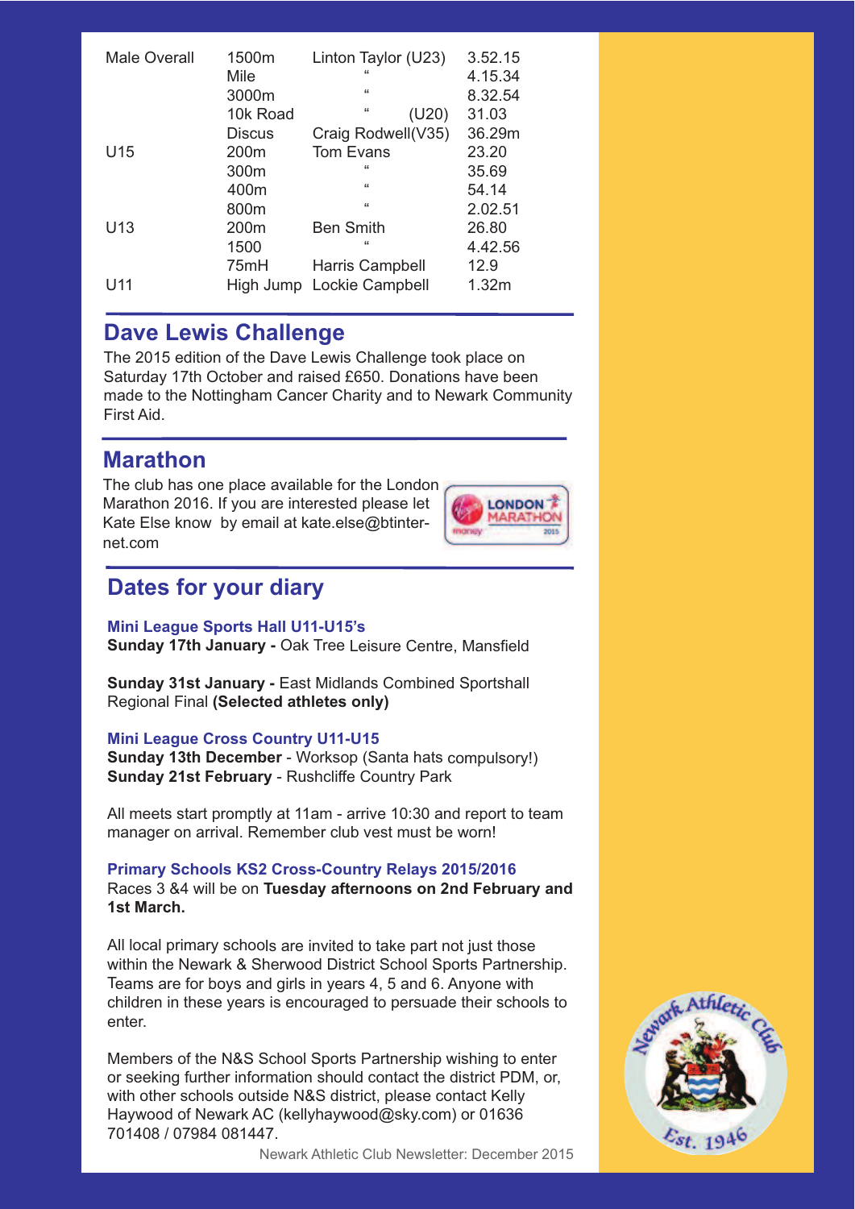| | | | |
|---|---|---|---|
| Male Overall | 1500m | Linton Taylor (U23) | 3.52.15 |
| | Mile | " | 4.15.34 |
| | 3000m | " | 8.32.54 |
| | 10k Road | " (U20) | 31.03 |
| | Discus | Craig Rodwell(V35) | 36.29m |
| U15 | 200m | Tom Evans | 23.20 |
| | 300m | " | 35.69 |
| | 400m | " | 54.14 |
| | 800m | " | 2.02.51 |
| U13 | 200m | Ben Smith | 26.80 |
| | 1500 | " | 4.42.56 |
| | 75mH | Harris Campbell | 12.9 |
| U11 | High Jump | Lockie Campbell | 1.32m |

## Dave Lewis Challenge

The 2015 edition of the Dave Lewis Challenge took place on Saturday 17th October and raised £650. Donations have been made to the Nottingham Cancer Charity and to Newark Community First Aid.

## Marathon

The club has one place available for the London Marathon 2016. If you are interested please let Kate Else know by email at kate.else@btinternet.com

## Dates for your diary

**Mini League Sports Hall U11-U15's**
**Sunday 17th January -** Oak Tree Leisure Centre, Mansfield

**Sunday 31st January -** East Midlands Combined Sportshall Regional Final **(Selected athletes only)**

**Mini League Cross Country U11-U15**
**Sunday 13th December** - Worksop (Santa hats compulsory!)
**Sunday 21st February** - Rushcliffe Country Park

All meets start promptly at 11am - arrive 10:30 and report to team manager on arrival. Remember club vest must be worn!

**Primary Schools KS2 Cross-Country Relays 2015/2016**
Races 3 &4 will be on **Tuesday afternoons on 2nd February and 1st March.**

All local primary schools are invited to take part not just those within the Newark & Sherwood District School Sports Partnership. Teams are for boys and girls in years 4, 5 and 6. Anyone with children in these years is encouraged to persuade their schools to enter.

Members of the N&S School Sports Partnership wishing to enter or seeking further information should contact the district PDM, or, with other schools outside N&S district, please contact Kelly Haywood of Newark AC (kellyhaywood@sky.com) or 01636 701408 / 07984 081447.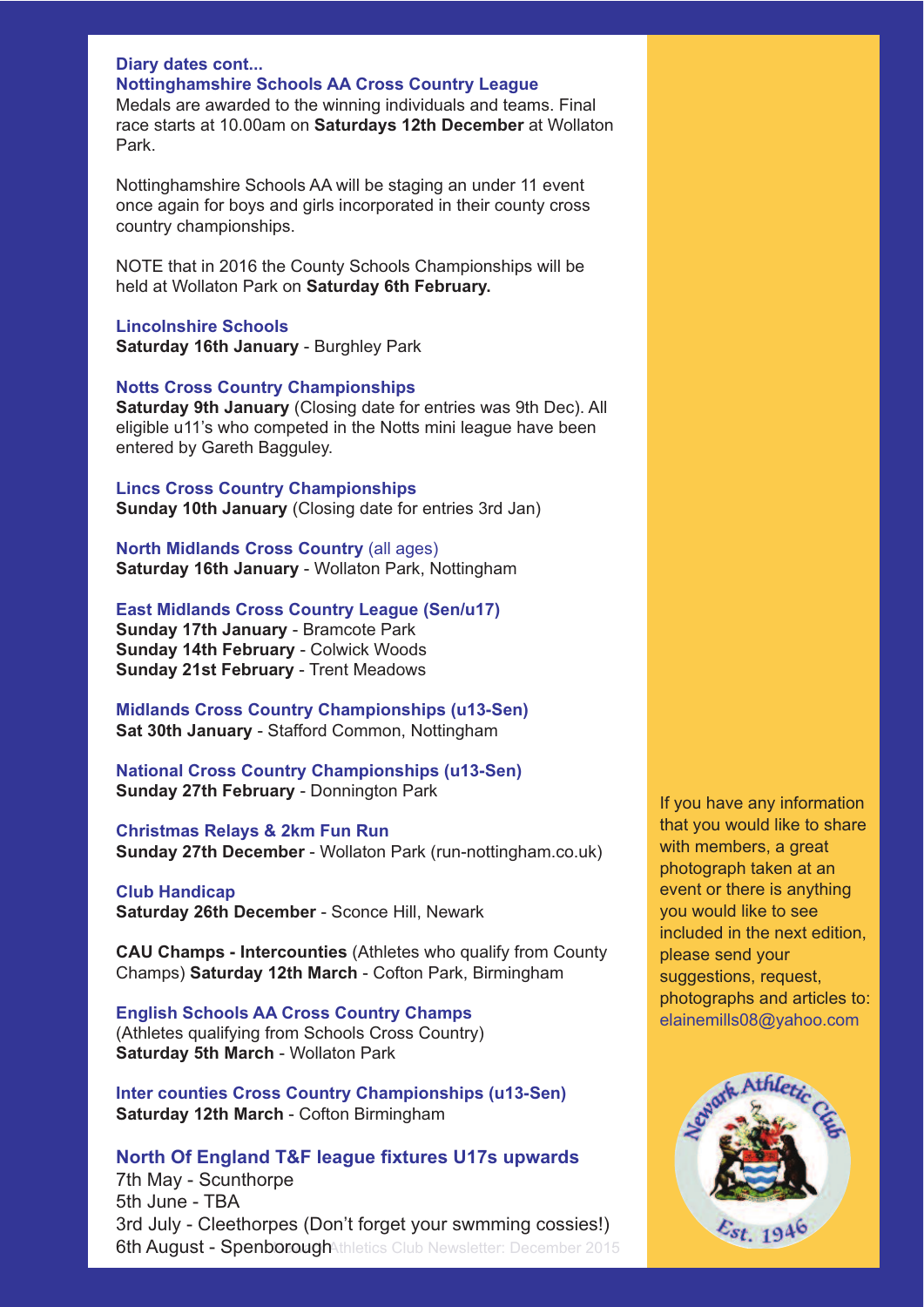### Diary dates cont...

### Nottinghamshire Schools AA Cross Country League

Medals are awarded to the winning individuals and teams. Final race starts at 10.00am on **Saturdays 12th December** at Wollaton Park.

Nottinghamshire Schools AA will be staging an under 11 event once again for boys and girls incorporated in their county cross country championships.

NOTE that in 2016 the County Schools Championships will be held at Wollaton Park on **Saturday 6th February.**

### Lincolnshire Schools

**Saturday 16th January** - Burghley Park

### Notts Cross Country Championships

**Saturday 9th January** (Closing date for entries was 9th Dec). All eligible u11's who competed in the Notts mini league have been entered by Gareth Bagguley.

### Lincs Cross Country Championships

**Sunday 10th January** (Closing date for entries 3rd Jan)

### North Midlands Cross Country (all ages)

**Saturday 16th January** - Wollaton Park, Nottingham

### East Midlands Cross Country League (Sen/u17)

**Sunday 17th January** - Bramcote Park
**Sunday 14th February** - Colwick Woods
**Sunday 21st February** - Trent Meadows

### Midlands Cross Country Championships (u13-Sen)

**Sat 30th January** - Stafford Common, Nottingham

### National Cross Country Championships (u13-Sen)

**Sunday 27th February** - Donnington Park

### Christmas Relays & 2km Fun Run

**Sunday 27th December** - Wollaton Park (run-nottingham.co.uk)

### Club Handicap

**Saturday 26th December** - Sconce Hill, Newark

**CAU Champs - Intercounties** (Athletes who qualify from County Champs) **Saturday 12th March** - Cofton Park, Birmingham

### English Schools AA Cross Country Champs

(Athletes qualifying from Schools Cross Country)
**Saturday 5th March** - Wollaton Park

### Inter counties Cross Country Championships (u13-Sen)

**Saturday 12th March** - Cofton Birmingham

### North Of England T&F league fixtures U17s upwards

7th May - Scunthorpe
5th June - TBA
3rd July - Cleethorpes (Don't forget your swmming cossies!)
6th August - Spenborough

If you have any information that you would like to share with members, a great photograph taken at an event or there is anything you would like to see included in the next edition, please send your suggestions, request, photographs and articles to: elainemills08@yahoo.com